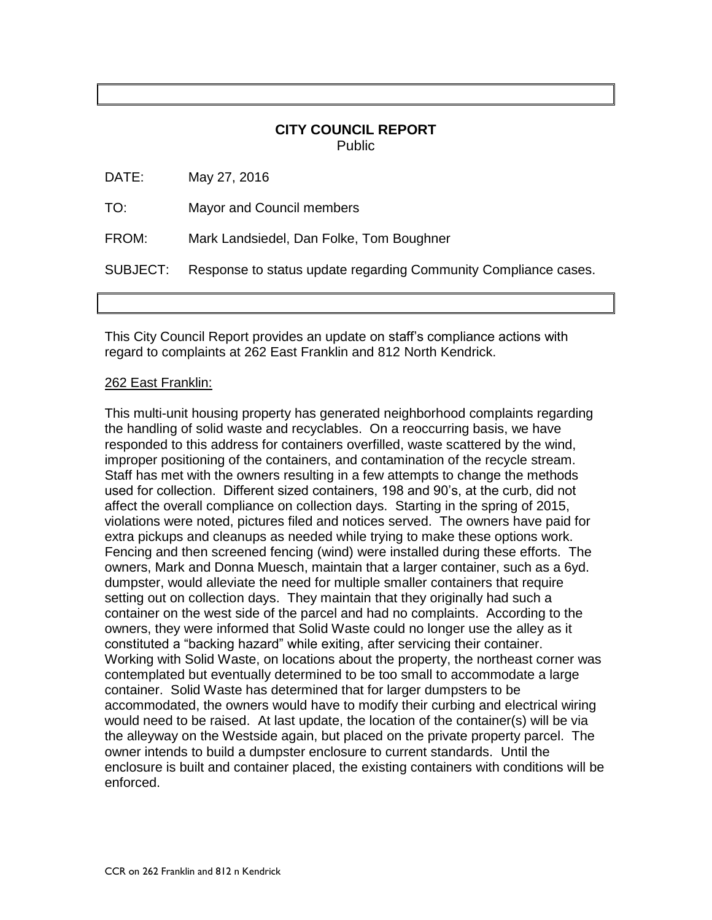# CITY COUNCIL REPORT

Public

DATE: May 27, 2016

TO: Mayor and Council members

FROM: Mark Landsiedel, Dan Folke, Tom Boughner

SUBJECT: Response to status update regarding Community Compliance cases.

This City Council Report provides an update on staff's compliance actions with regard to complaints at 262 East Franklin and 812 North Kendrick.

262 East Franklin:

This multi-unit housing property has generated neighborhood complaints regarding the handling of solid waste and recyclables. On a reoccurring basis, we have responded to this address for containers overfilled, waste scattered by the wind, improper positioning of the containers, and contamination of the recycle stream. Staff has met with the owners resulting in a few attempts to change the methods used for collection. Different sized containers, 198 and 90's, at the curb, did not affect the overall compliance on collection days. Starting in the spring of 2015, violations were noted, pictures filed and notices served. The owners have paid for extra pickups and cleanups as needed while trying to make these options work. Fencing and then screened fencing (wind) were installed during these efforts. The owners, Mark and Donna Muesch, maintain that a larger container, such as a 6yd. dumpster, would alleviate the need for multiple smaller containers that require setting out on collection days. They maintain that they originally had such a container on the west side of the parcel and had no complaints. According to the owners, they were informed that Solid Waste could no longer use the alley as it constituted a "backing hazard" while exiting, after servicing their container. Working with Solid Waste, on locations about the property, the northeast corner was contemplated but eventually determined to be too small to accommodate a large container. Solid Waste has determined that for larger dumpsters to be accommodated, the owners would have to modify their curbing and electrical wiring would need to be raised. At last update, the location of the container(s) will be via the alleyway on the Westside again, but placed on the private property parcel. The owner intends to build a dumpster enclosure to current standards. Until the enclosure is built and container placed, the existing containers with conditions will be enforced.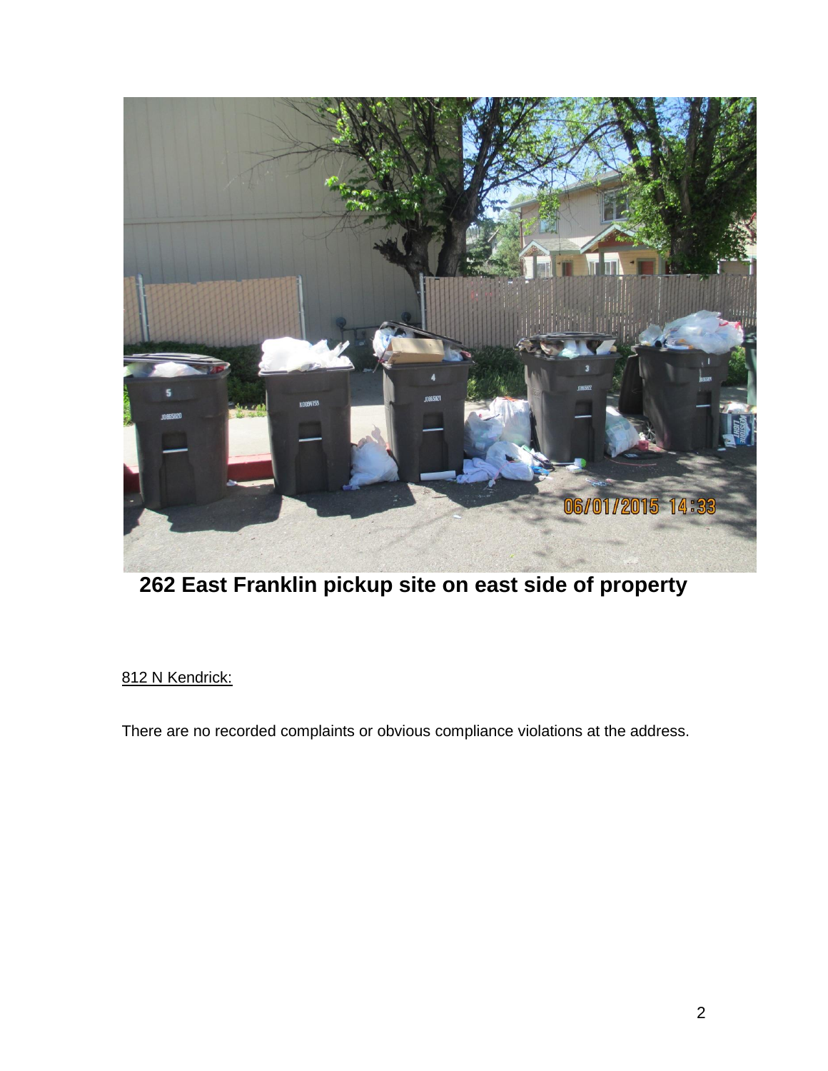**262 East Franklin pickup site on east side of property**

812 N Kendrick:

There are no recorded complaints or obvious compliance violations at the address.